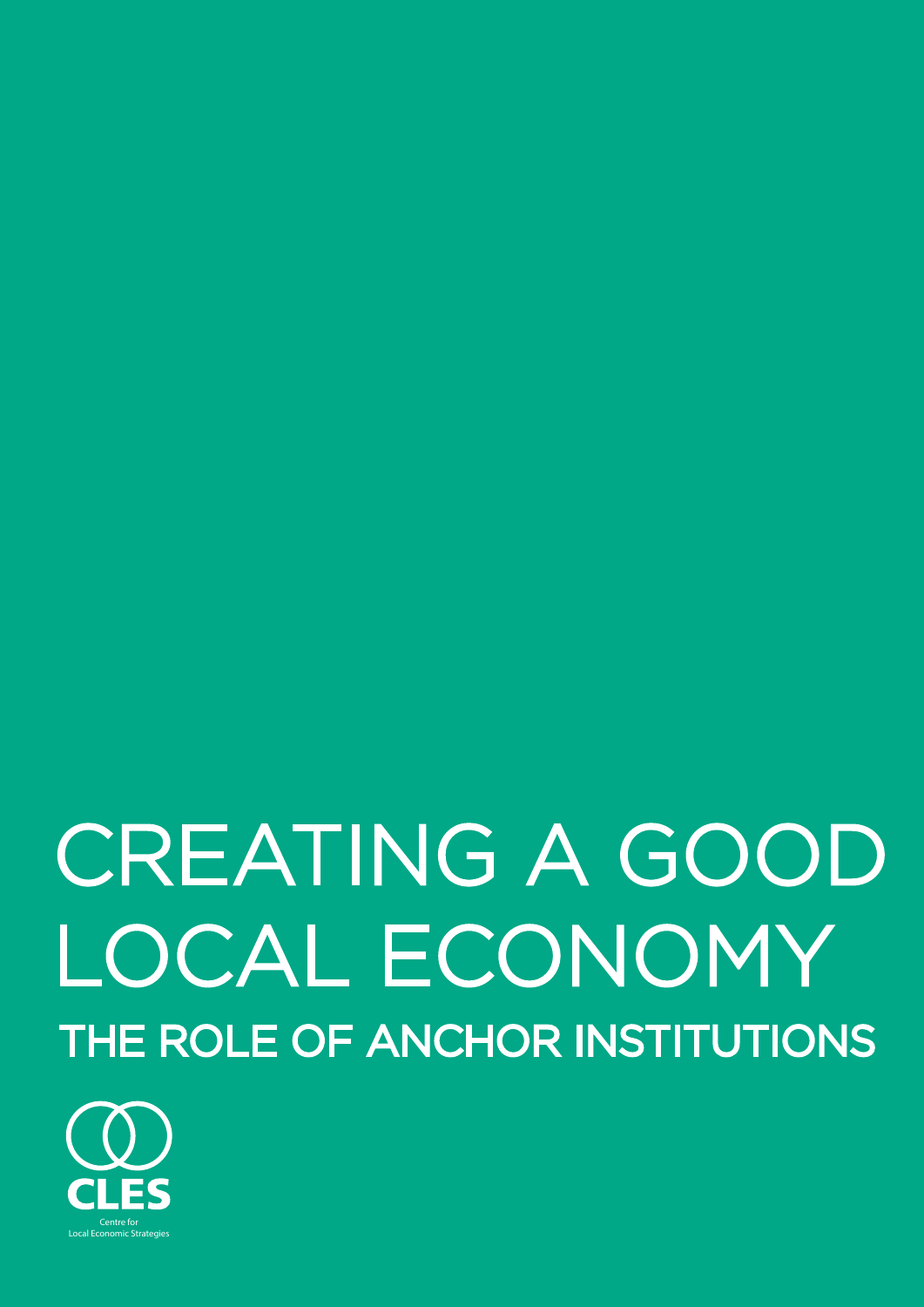# CREATING A GOOD LOCAL ECONOMY

## THE ROLE OF ANCHOR INSTITUTIONS

CLES

Centre for
Local Economic Strategies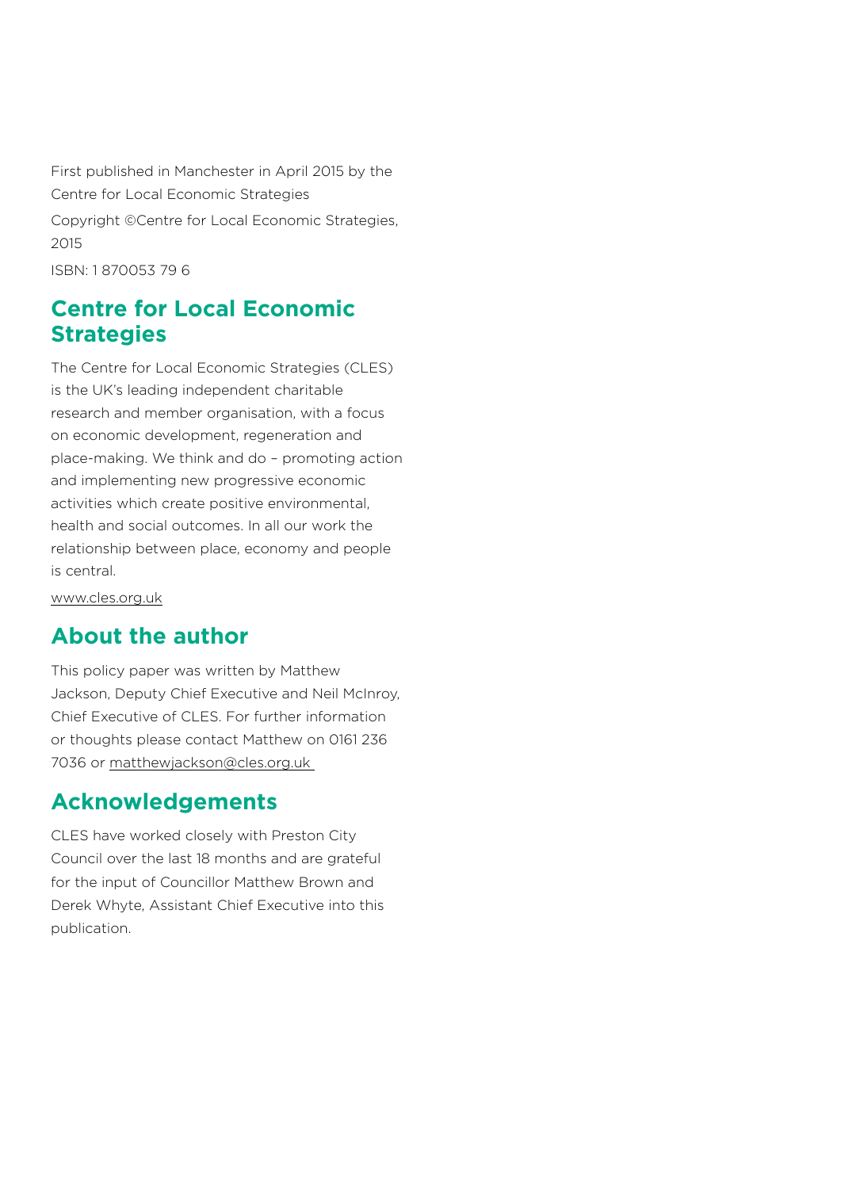First published in Manchester in April 2015 by the Centre for Local Economic Strategies

Copyright ©Centre for Local Economic Strategies, 2015

ISBN: 1 870053 79 6

## Centre for Local Economic Strategies

The Centre for Local Economic Strategies (CLES) is the UK's leading independent charitable research and member organisation, with a focus on economic development, regeneration and place-making. We think and do – promoting action and implementing new progressive economic activities which create positive environmental, health and social outcomes. In all our work the relationship between place, economy and people is central.

www.cles.org.uk

## About the author

This policy paper was written by Matthew Jackson, Deputy Chief Executive and Neil McInroy, Chief Executive of CLES. For further information or thoughts please contact Matthew on 0161 236 7036 or matthewjackson@cles.org.uk

## Acknowledgements

CLES have worked closely with Preston City Council over the last 18 months and are grateful for the input of Councillor Matthew Brown and Derek Whyte, Assistant Chief Executive into this publication.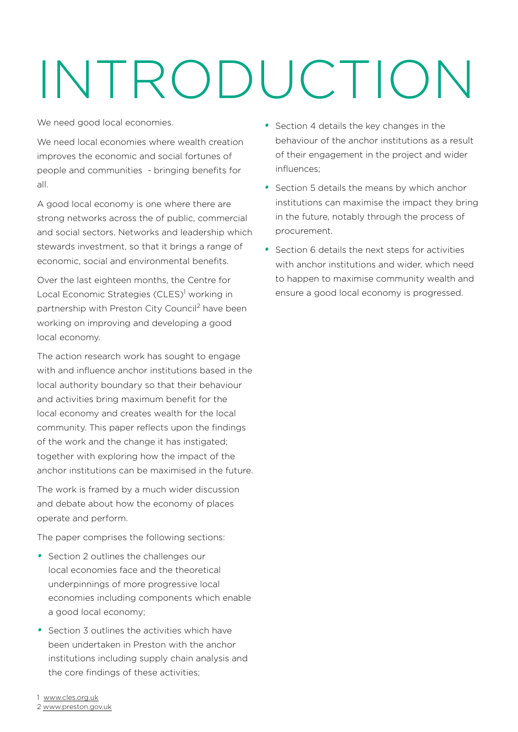# INTRODUCTION

We need good local economies.

We need local economies where wealth creation improves the economic and social fortunes of people and communities - bringing benefits for all.

A good local economy is one where there are strong networks across the of public, commercial and social sectors. Networks and leadership which stewards investment, so that it brings a range of economic, social and environmental benefits.

Over the last eighteen months, the Centre for Local Economic Strategies (CLES)[1] working in partnership with Preston City Council[2] have been working on improving and developing a good local economy.

The action research work has sought to engage with and influence anchor institutions based in the local authority boundary so that their behaviour and activities bring maximum benefit for the local economy and creates wealth for the local community. This paper reflects upon the findings of the work and the change it has instigated; together with exploring how the impact of the anchor institutions can be maximised in the future.

The work is framed by a much wider discussion and debate about how the economy of places operate and perform.

The paper comprises the following sections:

- Section 2 outlines the challenges our local economies face and the theoretical underpinnings of more progressive local economies including components which enable a good local economy;
- Section 3 outlines the activities which have been undertaken in Preston with the anchor institutions including supply chain analysis and the core findings of these activities;
- Section 4 details the key changes in the behaviour of the anchor institutions as a result of their engagement in the project and wider influences;
- Section 5 details the means by which anchor institutions can maximise the impact they bring in the future, notably through the process of procurement.
- Section 6 details the next steps for activities with anchor institutions and wider, which need to happen to maximise community wealth and ensure a good local economy is progressed.

1 www.cles.org.uk
2 www.preston.gov.uk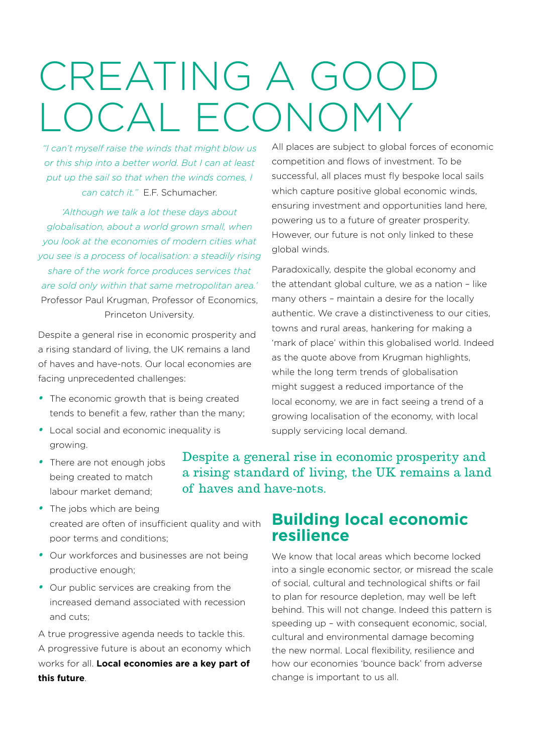# CREATING A GOOD LOCAL ECONOMY

*"I can't myself raise the winds that might blow us or this ship into a better world. But I can at least put up the sail so that when the winds comes, I can catch it."* E.F. Schumacher.

*'Although we talk a lot these days about globalisation, about a world grown small, when you look at the economies of modern cities what you see is a process of localisation: a steadily rising share of the work force produces services that are sold only within that same metropolitan area.'* Professor Paul Krugman, Professor of Economics, Princeton University.

Despite a general rise in economic prosperity and a rising standard of living, the UK remains a land of haves and have-nots. Our local economies are facing unprecedented challenges:

- The economic growth that is being created tends to benefit a few, rather than the many;
- Local social and economic inequality is growing.
- There are not enough jobs being created to match labour market demand;
- The jobs which are being created are often of insufficient quality and with poor terms and conditions;
- Our workforces and businesses are not being productive enough;
- Our public services are creaking from the increased demand associated with recession and cuts;

A true progressive agenda needs to tackle this. A progressive future is about an economy which works for all. **Local economies are a key part of this future**.

All places are subject to global forces of economic competition and flows of investment. To be successful, all places must fly bespoke local sails which capture positive global economic winds, ensuring investment and opportunities land here, powering us to a future of greater prosperity. However, our future is not only linked to these global winds.

Paradoxically, despite the global economy and the attendant global culture, we as a nation – like many others – maintain a desire for the locally authentic. We crave a distinctiveness to our cities, towns and rural areas, hankering for making a 'mark of place' within this globalised world. Indeed as the quote above from Krugman highlights, while the long term trends of globalisation might suggest a reduced importance of the local economy, we are in fact seeing a trend of a growing localisation of the economy, with local supply servicing local demand.

> Despite a general rise in economic prosperity and a rising standard of living, the UK remains a land of haves and have-nots.

## Building local economic resilience

We know that local areas which become locked into a single economic sector, or misread the scale of social, cultural and technological shifts or fail to plan for resource depletion, may well be left behind. This will not change. Indeed this pattern is speeding up – with consequent economic, social, cultural and environmental damage becoming the new normal. Local flexibility, resilience and how our economies 'bounce back' from adverse change is important to us all.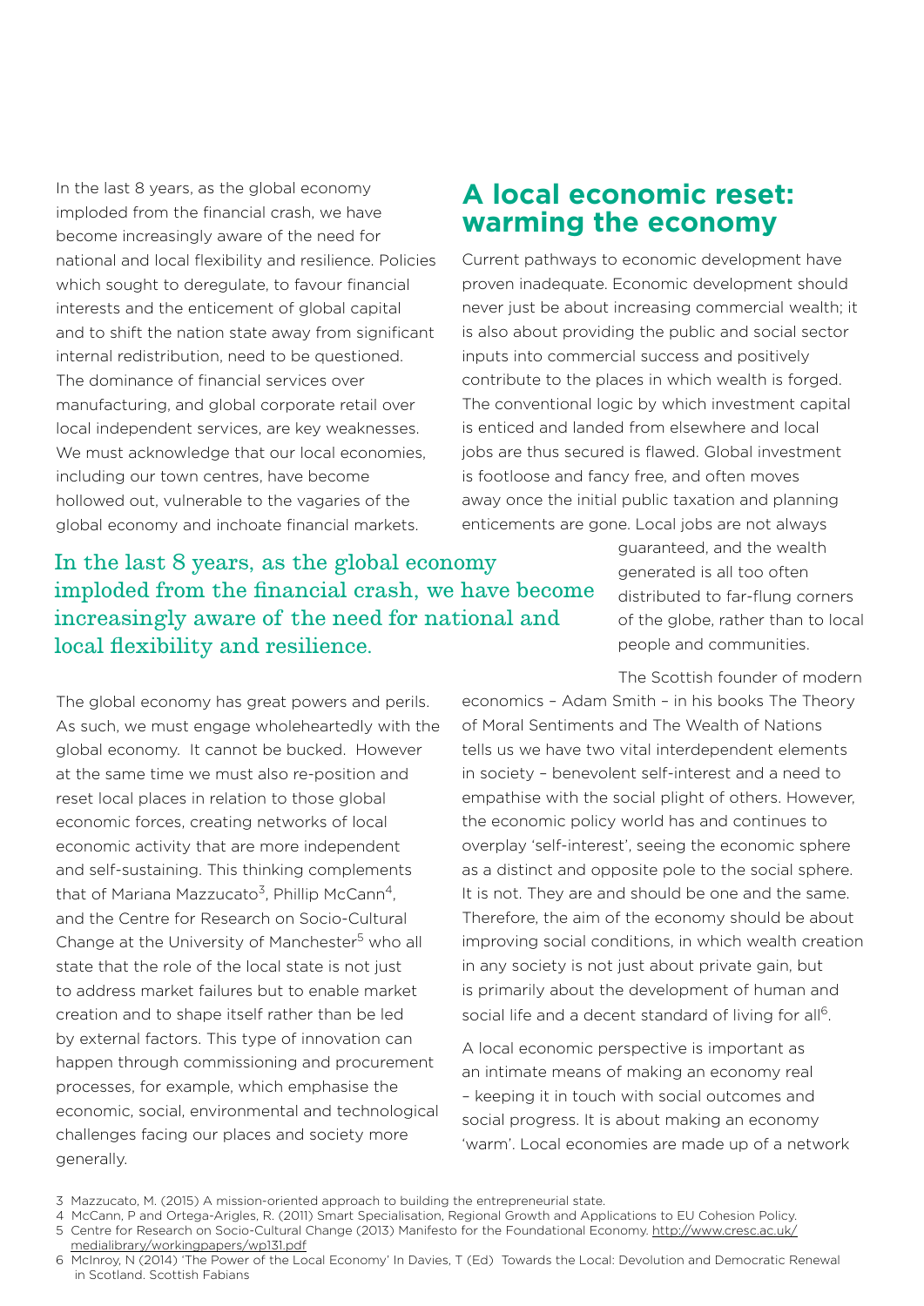In the last 8 years, as the global economy imploded from the financial crash, we have become increasingly aware of the need for national and local flexibility and resilience. Policies which sought to deregulate, to favour financial interests and the enticement of global capital and to shift the nation state away from significant internal redistribution, need to be questioned. The dominance of financial services over manufacturing, and global corporate retail over local independent services, are key weaknesses. We must acknowledge that our local economies, including our town centres, have become hollowed out, vulnerable to the vagaries of the global economy and inchoate financial markets.

> In the last 8 years, as the global economy imploded from the financial crash, we have become increasingly aware of the need for national and local flexibility and resilience.

The global economy has great powers and perils. As such, we must engage wholeheartedly with the global economy. It cannot be bucked. However at the same time we must also re-position and reset local places in relation to those global economic forces, creating networks of local economic activity that are more independent and self-sustaining. This thinking complements that of Mariana Mazzucato[3], Phillip McCann[4], and the Centre for Research on Socio-Cultural Change at the University of Manchester[5] who all state that the role of the local state is not just to address market failures but to enable market creation and to shape itself rather than be led by external factors. This type of innovation can happen through commissioning and procurement processes, for example, which emphasise the economic, social, environmental and technological challenges facing our places and society more generally.

## A local economic reset: warming the economy

Current pathways to economic development have proven inadequate. Economic development should never just be about increasing commercial wealth; it is also about providing the public and social sector inputs into commercial success and positively contribute to the places in which wealth is forged. The conventional logic by which investment capital is enticed and landed from elsewhere and local jobs are thus secured is flawed. Global investment is footloose and fancy free, and often moves away once the initial public taxation and planning enticements are gone. Local jobs are not always guaranteed, and the wealth generated is all too often distributed to far-flung corners of the globe, rather than to local people and communities.

The Scottish founder of modern economics – Adam Smith – in his books The Theory of Moral Sentiments and The Wealth of Nations tells us we have two vital interdependent elements in society – benevolent self-interest and a need to empathise with the social plight of others. However, the economic policy world has and continues to overplay 'self-interest', seeing the economic sphere as a distinct and opposite pole to the social sphere. It is not. They are and should be one and the same. Therefore, the aim of the economy should be about improving social conditions, in which wealth creation in any society is not just about private gain, but is primarily about the development of human and social life and a decent standard of living for all[6].

A local economic perspective is important as an intimate means of making an economy real – keeping it in touch with social outcomes and social progress. It is about making an economy 'warm'. Local economies are made up of a network

---

3 Mazzucato, M. (2015) A mission-oriented approach to building the entrepreneurial state.
4 McCann, P and Ortega-Arigles, R. (2011) Smart Specialisation, Regional Growth and Applications to EU Cohesion Policy.
5 Centre for Research on Socio-Cultural Change (2013) Manifesto for the Foundational Economy. http://www.cresc.ac.uk/medialibrary/workingpapers/wp131.pdf
6 McInroy, N (2014) 'The Power of the Local Economy' In Davies, T (Ed) Towards the Local: Devolution and Democratic Renewal in Scotland. Scottish Fabians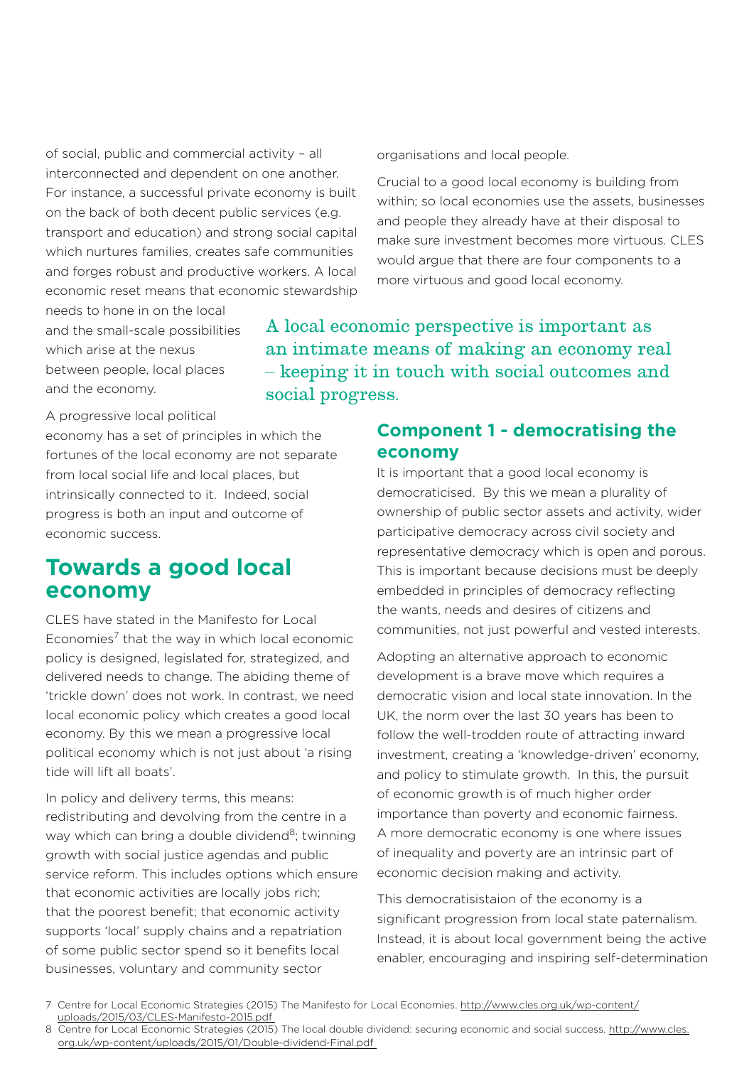of social, public and commercial activity – all interconnected and dependent on one another. For instance, a successful private economy is built on the back of both decent public services (e.g. transport and education) and strong social capital which nurtures families, creates safe communities and forges robust and productive workers. A local economic reset means that economic stewardship needs to hone in on the local and the small-scale possibilities which arise at the nexus between people, local places and the economy.

A progressive local political economy has a set of principles in which the fortunes of the local economy are not separate from local social life and local places, but intrinsically connected to it. Indeed, social progress is both an input and outcome of economic success.

## Towards a good local economy

CLES have stated in the Manifesto for Local Economies[7] that the way in which local economic policy is designed, legislated for, strategized, and delivered needs to change. The abiding theme of 'trickle down' does not work. In contrast, we need local economic policy which creates a good local economy. By this we mean a progressive local political economy which is not just about 'a rising tide will lift all boats'.

In policy and delivery terms, this means: redistributing and devolving from the centre in a way which can bring a double dividend[8]; twinning growth with social justice agendas and public service reform. This includes options which ensure that economic activities are locally jobs rich; that the poorest benefit; that economic activity supports 'local' supply chains and a repatriation of some public sector spend so it benefits local businesses, voluntary and community sector organisations and local people.

Crucial to a good local economy is building from within; so local economies use the assets, businesses and people they already have at their disposal to make sure investment becomes more virtuous. CLES would argue that there are four components to a more virtuous and good local economy.

> A local economic perspective is important as an intimate means of making an economy real – keeping it in touch with social outcomes and social progress.

### Component 1 - democratising the economy

It is important that a good local economy is democraticised. By this we mean a plurality of ownership of public sector assets and activity, wider participative democracy across civil society and representative democracy which is open and porous. This is important because decisions must be deeply embedded in principles of democracy reflecting the wants, needs and desires of citizens and communities, not just powerful and vested interests.

Adopting an alternative approach to economic development is a brave move which requires a democratic vision and local state innovation. In the UK, the norm over the last 30 years has been to follow the well-trodden route of attracting inward investment, creating a 'knowledge-driven' economy, and policy to stimulate growth. In this, the pursuit of economic growth is of much higher order importance than poverty and economic fairness. A more democratic economy is one where issues of inequality and poverty are an intrinsic part of economic decision making and activity.

This democratisistaion of the economy is a significant progression from local state paternalism. Instead, it is about local government being the active enabler, encouraging and inspiring self-determination

---

7 Centre for Local Economic Strategies (2015) The Manifesto for Local Economies. http://www.cles.org.uk/wp-content/uploads/2015/03/CLES-Manifesto-2015.pdf

8 Centre for Local Economic Strategies (2015) The local double dividend: securing economic and social success. http://www.cles.org.uk/wp-content/uploads/2015/01/Double-dividend-Final.pdf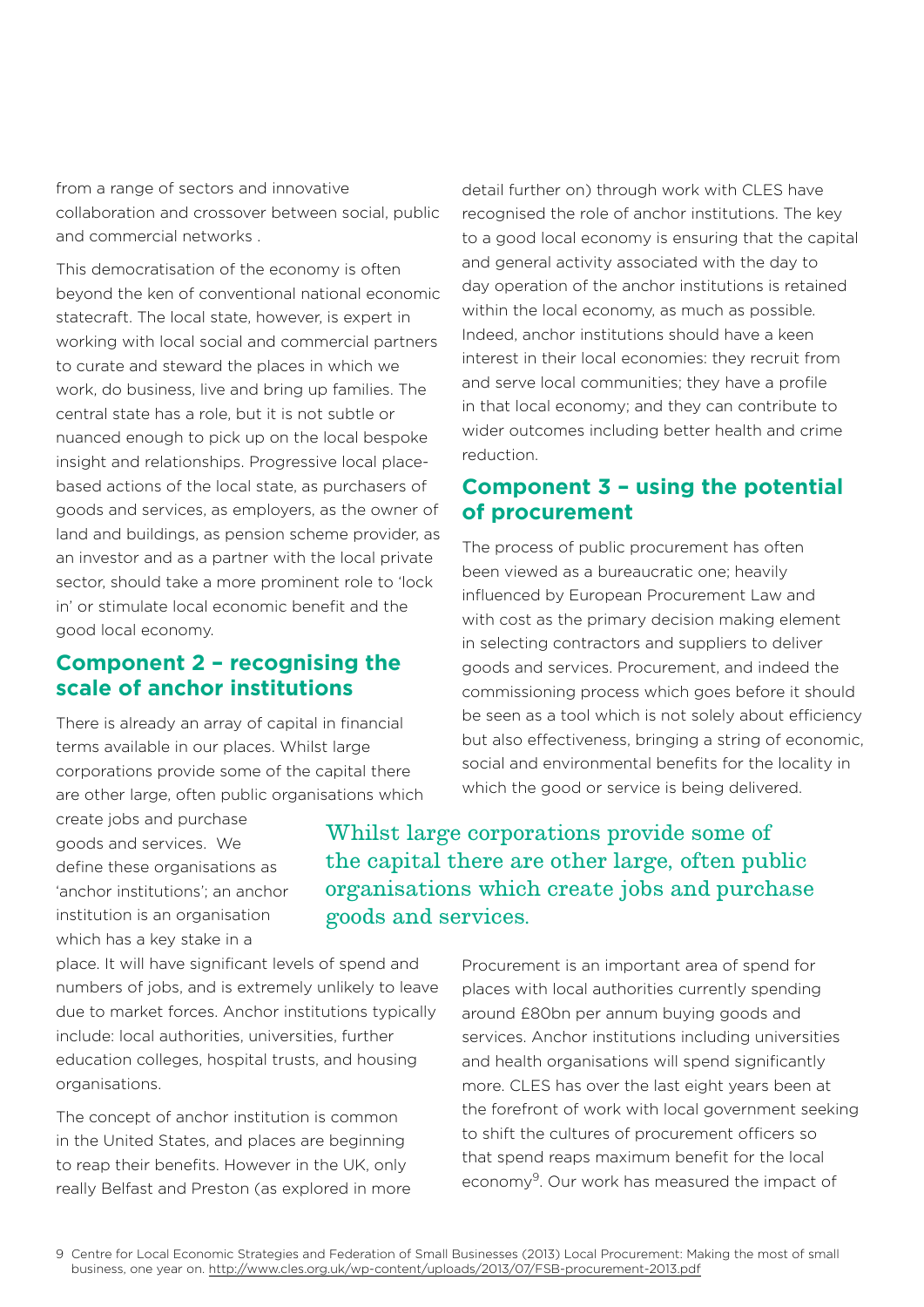from a range of sectors and innovative collaboration and crossover between social, public and commercial networks .

This democratisation of the economy is often beyond the ken of conventional national economic statecraft. The local state, however, is expert in working with local social and commercial partners to curate and steward the places in which we work, do business, live and bring up families. The central state has a role, but it is not subtle or nuanced enough to pick up on the local bespoke insight and relationships. Progressive local place-based actions of the local state, as purchasers of goods and services, as employers, as the owner of land and buildings, as pension scheme provider, as an investor and as a partner with the local private sector, should take a more prominent role to 'lock in' or stimulate local economic benefit and the good local economy.

## Component 2 – recognising the scale of anchor institutions

There is already an array of capital in financial terms available in our places. Whilst large corporations provide some of the capital there are other large, often public organisations which create jobs and purchase goods and services. We define these organisations as 'anchor institutions'; an anchor institution is an organisation which has a key stake in a place. It will have significant levels of spend and numbers of jobs, and is extremely unlikely to leave due to market forces. Anchor institutions typically include: local authorities, universities, further education colleges, hospital trusts, and housing organisations.

The concept of anchor institution is common in the United States, and places are beginning to reap their benefits. However in the UK, only really Belfast and Preston (as explored in more detail further on) through work with CLES have recognised the role of anchor institutions. The key to a good local economy is ensuring that the capital and general activity associated with the day to day operation of the anchor institutions is retained within the local economy, as much as possible. Indeed, anchor institutions should have a keen interest in their local economies: they recruit from and serve local communities; they have a profile in that local economy; and they can contribute to wider outcomes including better health and crime reduction.

## Component 3 – using the potential of procurement

The process of public procurement has often been viewed as a bureaucratic one; heavily influenced by European Procurement Law and with cost as the primary decision making element in selecting contractors and suppliers to deliver goods and services. Procurement, and indeed the commissioning process which goes before it should be seen as a tool which is not solely about efficiency but also effectiveness, bringing a string of economic, social and environmental benefits for the locality in which the good or service is being delivered.

> Whilst large corporations provide some of the capital there are other large, often public organisations which create jobs and purchase goods and services.

Procurement is an important area of spend for places with local authorities currently spending around £80bn per annum buying goods and services. Anchor institutions including universities and health organisations will spend significantly more. CLES has over the last eight years been at the forefront of work with local government seeking to shift the cultures of procurement officers so that spend reaps maximum benefit for the local economy[9]. Our work has measured the impact of

---

9 Centre for Local Economic Strategies and Federation of Small Businesses (2013) Local Procurement: Making the most of small business, one year on. http://www.cles.org.uk/wp-content/uploads/2013/07/FSB-procurement-2013.pdf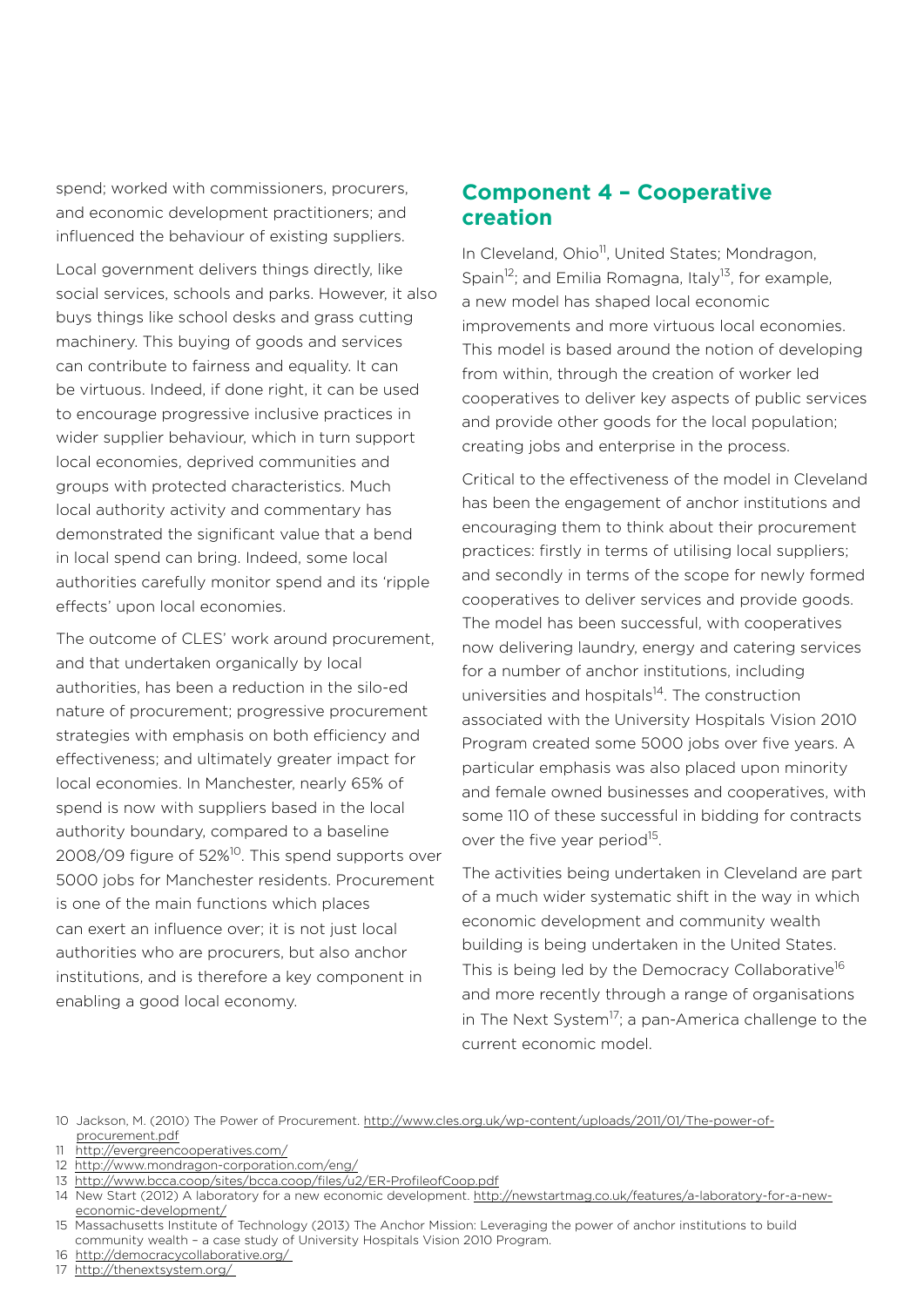spend; worked with commissioners, procurers, and economic development practitioners; and influenced the behaviour of existing suppliers.

Local government delivers things directly, like social services, schools and parks. However, it also buys things like school desks and grass cutting machinery. This buying of goods and services can contribute to fairness and equality. It can be virtuous. Indeed, if done right, it can be used to encourage progressive inclusive practices in wider supplier behaviour, which in turn support local economies, deprived communities and groups with protected characteristics. Much local authority activity and commentary has demonstrated the significant value that a bend in local spend can bring. Indeed, some local authorities carefully monitor spend and its 'ripple effects' upon local economies.

The outcome of CLES' work around procurement, and that undertaken organically by local authorities, has been a reduction in the silo-ed nature of procurement; progressive procurement strategies with emphasis on both efficiency and effectiveness; and ultimately greater impact for local economies. In Manchester, nearly 65% of spend is now with suppliers based in the local authority boundary, compared to a baseline 2008/09 figure of 52%[10]. This spend supports over 5000 jobs for Manchester residents. Procurement is one of the main functions which places can exert an influence over; it is not just local authorities who are procurers, but also anchor institutions, and is therefore a key component in enabling a good local economy.

## Component 4 – Cooperative creation

In Cleveland, Ohio[11], United States; Mondragon, Spain[12]; and Emilia Romagna, Italy[13], for example, a new model has shaped local economic improvements and more virtuous local economies. This model is based around the notion of developing from within, through the creation of worker led cooperatives to deliver key aspects of public services and provide other goods for the local population; creating jobs and enterprise in the process.

Critical to the effectiveness of the model in Cleveland has been the engagement of anchor institutions and encouraging them to think about their procurement practices: firstly in terms of utilising local suppliers; and secondly in terms of the scope for newly formed cooperatives to deliver services and provide goods. The model has been successful, with cooperatives now delivering laundry, energy and catering services for a number of anchor institutions, including universities and hospitals[14]. The construction associated with the University Hospitals Vision 2010 Program created some 5000 jobs over five years. A particular emphasis was also placed upon minority and female owned businesses and cooperatives, with some 110 of these successful in bidding for contracts over the five year period[15].

The activities being undertaken in Cleveland are part of a much wider systematic shift in the way in which economic development and community wealth building is being undertaken in the United States. This is being led by the Democracy Collaborative[16] and more recently through a range of organisations in The Next System[17]; a pan-America challenge to the current economic model.

---

10 Jackson, M. (2010) The Power of Procurement. http://www.cles.org.uk/wp-content/uploads/2011/01/The-power-of-procurement.pdf

11 http://evergreencooperatives.com/

12 http://www.mondragon-corporation.com/eng/

13 http://www.bcca.coop/sites/bcca.coop/files/u2/ER-ProfileofCoop.pdf

14 New Start (2012) A laboratory for a new economic development. http://newstartmag.co.uk/features/a-laboratory-for-a-new-economic-development/

15 Massachusetts Institute of Technology (2013) The Anchor Mission: Leveraging the power of anchor institutions to build community wealth – a case study of University Hospitals Vision 2010 Program.

16 http://democracycollaborative.org/

17 http://thenextsystem.org/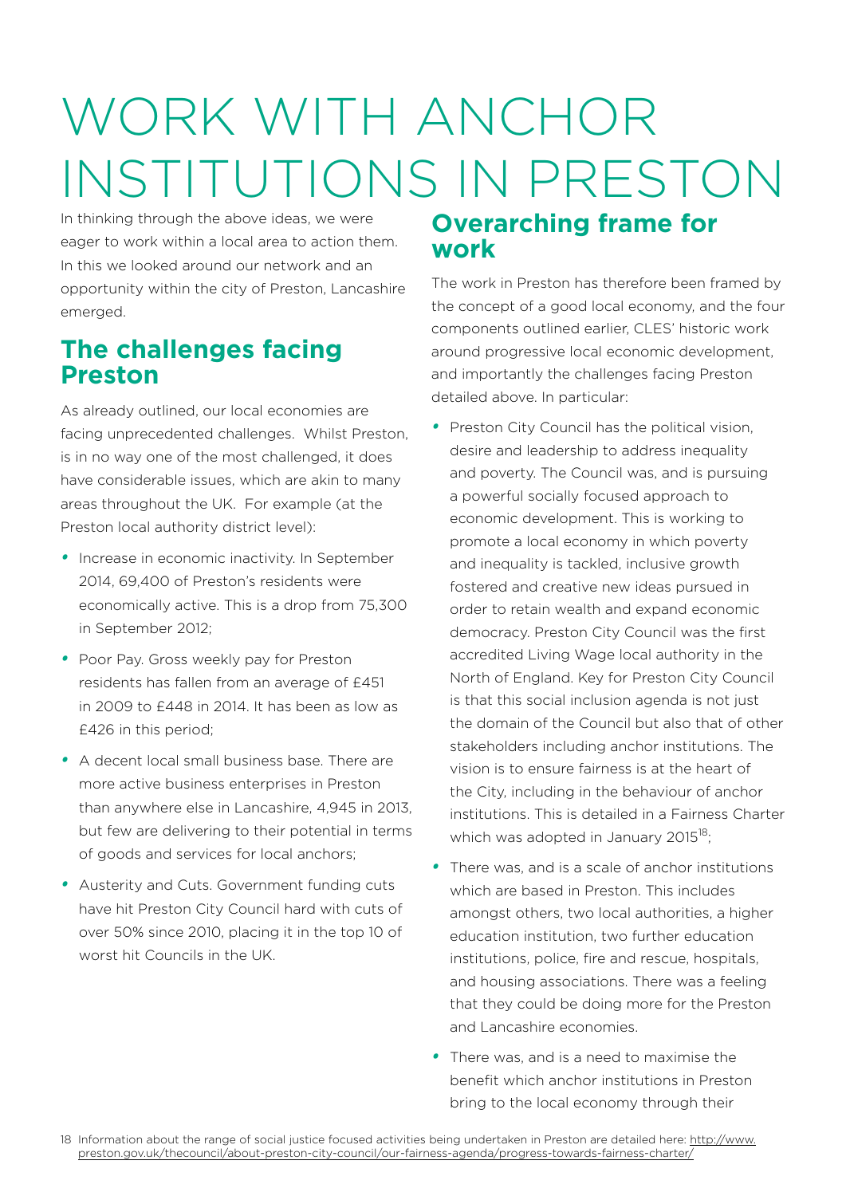# WORK WITH ANCHOR INSTITUTIONS IN PRESTON

In thinking through the above ideas, we were eager to work within a local area to action them. In this we looked around our network and an opportunity within the city of Preston, Lancashire emerged.

## The challenges facing Preston

As already outlined, our local economies are facing unprecedented challenges. Whilst Preston, is in no way one of the most challenged, it does have considerable issues, which are akin to many areas throughout the UK. For example (at the Preston local authority district level):

- Increase in economic inactivity. In September 2014, 69,400 of Preston's residents were economically active. This is a drop from 75,300 in September 2012;
- Poor Pay. Gross weekly pay for Preston residents has fallen from an average of £451 in 2009 to £448 in 2014. It has been as low as £426 in this period;
- A decent local small business base. There are more active business enterprises in Preston than anywhere else in Lancashire, 4,945 in 2013, but few are delivering to their potential in terms of goods and services for local anchors;
- Austerity and Cuts. Government funding cuts have hit Preston City Council hard with cuts of over 50% since 2010, placing it in the top 10 of worst hit Councils in the UK.

## Overarching frame for work

The work in Preston has therefore been framed by the concept of a good local economy, and the four components outlined earlier, CLES' historic work around progressive local economic development, and importantly the challenges facing Preston detailed above. In particular:

- Preston City Council has the political vision, desire and leadership to address inequality and poverty. The Council was, and is pursuing a powerful socially focused approach to economic development. This is working to promote a local economy in which poverty and inequality is tackled, inclusive growth fostered and creative new ideas pursued in order to retain wealth and expand economic democracy. Preston City Council was the first accredited Living Wage local authority in the North of England. Key for Preston City Council is that this social inclusion agenda is not just the domain of the Council but also that of other stakeholders including anchor institutions. The vision is to ensure fairness is at the heart of the City, including in the behaviour of anchor institutions. This is detailed in a Fairness Charter which was adopted in January 2015[18];
- There was, and is a scale of anchor institutions which are based in Preston. This includes amongst others, two local authorities, a higher education institution, two further education institutions, police, fire and rescue, hospitals, and housing associations. There was a feeling that they could be doing more for the Preston and Lancashire economies.
- There was, and is a need to maximise the benefit which anchor institutions in Preston bring to the local economy through their

18 Information about the range of social justice focused activities being undertaken in Preston are detailed here: http://www.preston.gov.uk/thecouncil/about-preston-city-council/our-fairness-agenda/progress-towards-fairness-charter/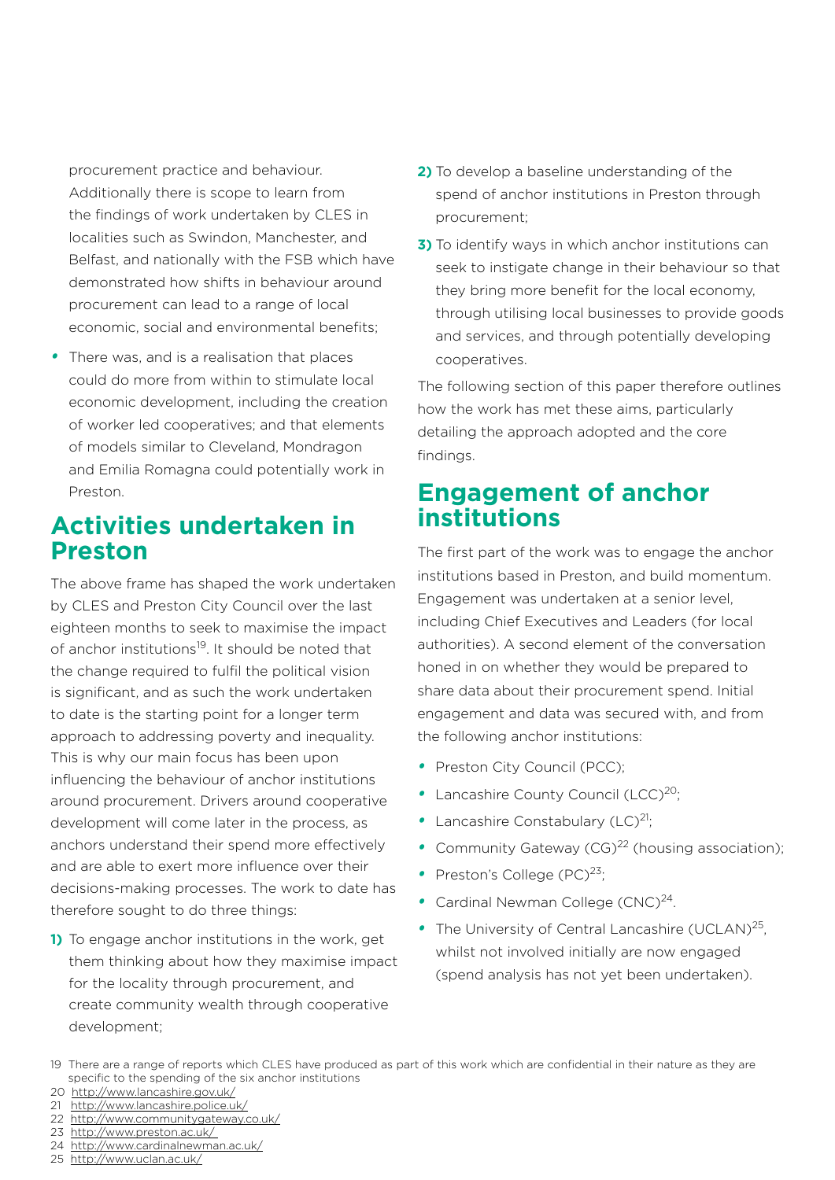procurement practice and behaviour. Additionally there is scope to learn from the findings of work undertaken by CLES in localities such as Swindon, Manchester, and Belfast, and nationally with the FSB which have demonstrated how shifts in behaviour around procurement can lead to a range of local economic, social and environmental benefits;

- There was, and is a realisation that places could do more from within to stimulate local economic development, including the creation of worker led cooperatives; and that elements of models similar to Cleveland, Mondragon and Emilia Romagna could potentially work in Preston.

## Activities undertaken in Preston

The above frame has shaped the work undertaken by CLES and Preston City Council over the last eighteen months to seek to maximise the impact of anchor institutions[19]. It should be noted that the change required to fulfil the political vision is significant, and as such the work undertaken to date is the starting point for a longer term approach to addressing poverty and inequality. This is why our main focus has been upon influencing the behaviour of anchor institutions around procurement. Drivers around cooperative development will come later in the process, as anchors understand their spend more effectively and are able to exert more influence over their decisions-making processes. The work to date has therefore sought to do three things:

1) To engage anchor institutions in the work, get them thinking about how they maximise impact for the locality through procurement, and create community wealth through cooperative development;
2) To develop a baseline understanding of the spend of anchor institutions in Preston through procurement;
3) To identify ways in which anchor institutions can seek to instigate change in their behaviour so that they bring more benefit for the local economy, through utilising local businesses to provide goods and services, and through potentially developing cooperatives.

The following section of this paper therefore outlines how the work has met these aims, particularly detailing the approach adopted and the core findings.

## Engagement of anchor institutions

The first part of the work was to engage the anchor institutions based in Preston, and build momentum. Engagement was undertaken at a senior level, including Chief Executives and Leaders (for local authorities). A second element of the conversation honed in on whether they would be prepared to share data about their procurement spend. Initial engagement and data was secured with, and from the following anchor institutions:

- Preston City Council (PCC);
- Lancashire County Council (LCC)[20];
- Lancashire Constabulary (LC)[21];
- Community Gateway (CG)[22] (housing association);
- Preston's College (PC)[23];
- Cardinal Newman College (CNC)[24].
- The University of Central Lancashire (UCLAN)[25], whilst not involved initially are now engaged (spend analysis has not yet been undertaken).

19 There are a range of reports which CLES have produced as part of this work which are confidential in their nature as they are specific to the spending of the six anchor institutions
20 http://www.lancashire.gov.uk/
21 http://www.lancashire.police.uk/
22 http://www.communitygateway.co.uk/
23 http://www.preston.ac.uk/
24 http://www.cardinalnewman.ac.uk/
25 http://www.uclan.ac.uk/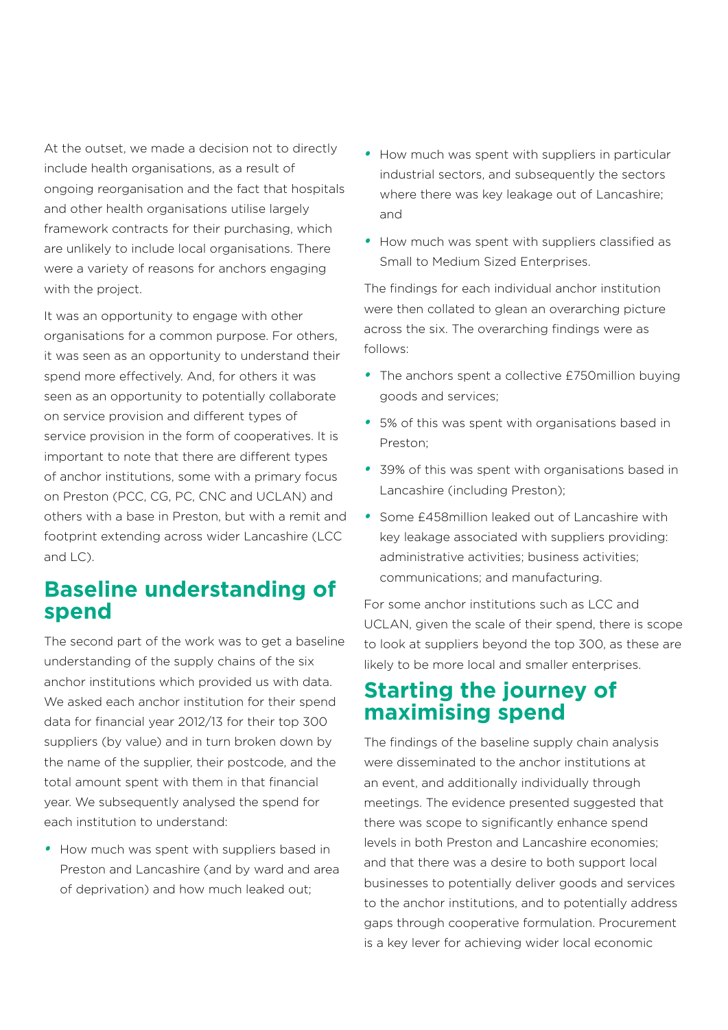At the outset, we made a decision not to directly include health organisations, as a result of ongoing reorganisation and the fact that hospitals and other health organisations utilise largely framework contracts for their purchasing, which are unlikely to include local organisations. There were a variety of reasons for anchors engaging with the project.

It was an opportunity to engage with other organisations for a common purpose. For others, it was seen as an opportunity to understand their spend more effectively. And, for others it was seen as an opportunity to potentially collaborate on service provision and different types of service provision in the form of cooperatives. It is important to note that there are different types of anchor institutions, some with a primary focus on Preston (PCC, CG, PC, CNC and UCLAN) and others with a base in Preston, but with a remit and footprint extending across wider Lancashire (LCC and LC).

## Baseline understanding of spend

The second part of the work was to get a baseline understanding of the supply chains of the six anchor institutions which provided us with data. We asked each anchor institution for their spend data for financial year 2012/13 for their top 300 suppliers (by value) and in turn broken down by the name of the supplier, their postcode, and the total amount spent with them in that financial year. We subsequently analysed the spend for each institution to understand:

- How much was spent with suppliers based in Preston and Lancashire (and by ward and area of deprivation) and how much leaked out;
- How much was spent with suppliers in particular industrial sectors, and subsequently the sectors where there was key leakage out of Lancashire; and
- How much was spent with suppliers classified as Small to Medium Sized Enterprises.

The findings for each individual anchor institution were then collated to glean an overarching picture across the six. The overarching findings were as follows:

- The anchors spent a collective £750million buying goods and services;
- 5% of this was spent with organisations based in Preston;
- 39% of this was spent with organisations based in Lancashire (including Preston);
- Some £458million leaked out of Lancashire with key leakage associated with suppliers providing: administrative activities; business activities; communications; and manufacturing.

For some anchor institutions such as LCC and UCLAN, given the scale of their spend, there is scope to look at suppliers beyond the top 300, as these are likely to be more local and smaller enterprises.

## Starting the journey of maximising spend

The findings of the baseline supply chain analysis were disseminated to the anchor institutions at an event, and additionally individually through meetings. The evidence presented suggested that there was scope to significantly enhance spend levels in both Preston and Lancashire economies; and that there was a desire to both support local businesses to potentially deliver goods and services to the anchor institutions, and to potentially address gaps through cooperative formulation. Procurement is a key lever for achieving wider local economic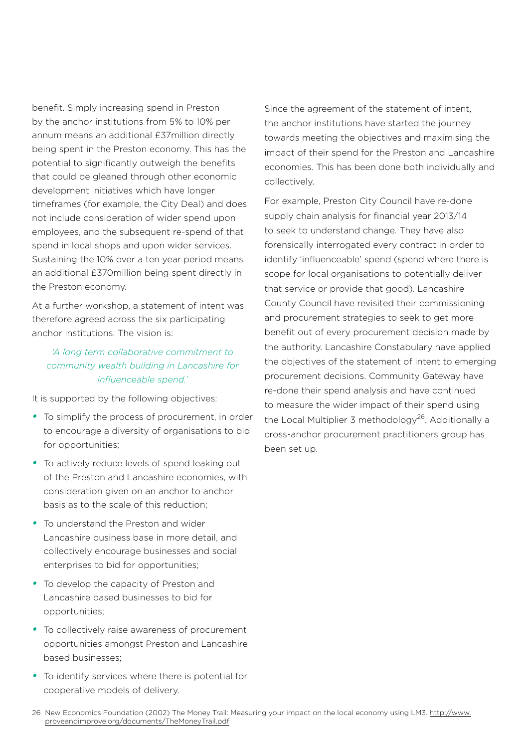benefit. Simply increasing spend in Preston by the anchor institutions from 5% to 10% per annum means an additional £37million directly being spent in the Preston economy. This has the potential to significantly outweigh the benefits that could be gleaned through other economic development initiatives which have longer timeframes (for example, the City Deal) and does not include consideration of wider spend upon employees, and the subsequent re-spend of that spend in local shops and upon wider services. Sustaining the 10% over a ten year period means an additional £370million being spent directly in the Preston economy.

At a further workshop, a statement of intent was therefore agreed across the six participating anchor institutions. The vision is:

*'A long term collaborative commitment to community wealth building in Lancashire for influenceable spend.'*

It is supported by the following objectives:

- To simplify the process of procurement, in order to encourage a diversity of organisations to bid for opportunities;
- To actively reduce levels of spend leaking out of the Preston and Lancashire economies, with consideration given on an anchor to anchor basis as to the scale of this reduction;
- To understand the Preston and wider Lancashire business base in more detail, and collectively encourage businesses and social enterprises to bid for opportunities;
- To develop the capacity of Preston and Lancashire based businesses to bid for opportunities;
- To collectively raise awareness of procurement opportunities amongst Preston and Lancashire based businesses;
- To identify services where there is potential for cooperative models of delivery.

Since the agreement of the statement of intent, the anchor institutions have started the journey towards meeting the objectives and maximising the impact of their spend for the Preston and Lancashire economies. This has been done both individually and collectively.

For example, Preston City Council have re-done supply chain analysis for financial year 2013/14 to seek to understand change. They have also forensically interrogated every contract in order to identify 'influenceable' spend (spend where there is scope for local organisations to potentially deliver that service or provide that good). Lancashire County Council have revisited their commissioning and procurement strategies to seek to get more benefit out of every procurement decision made by the authority. Lancashire Constabulary have applied the objectives of the statement of intent to emerging procurement decisions. Community Gateway have re-done their spend analysis and have continued to measure the wider impact of their spend using the Local Multiplier 3 methodology[26]. Additionally a cross-anchor procurement practitioners group has been set up.

26 New Economics Foundation (2002) The Money Trail: Measuring your impact on the local economy using LM3. http://www.proveandimprove.org/documents/TheMoneyTrail.pdf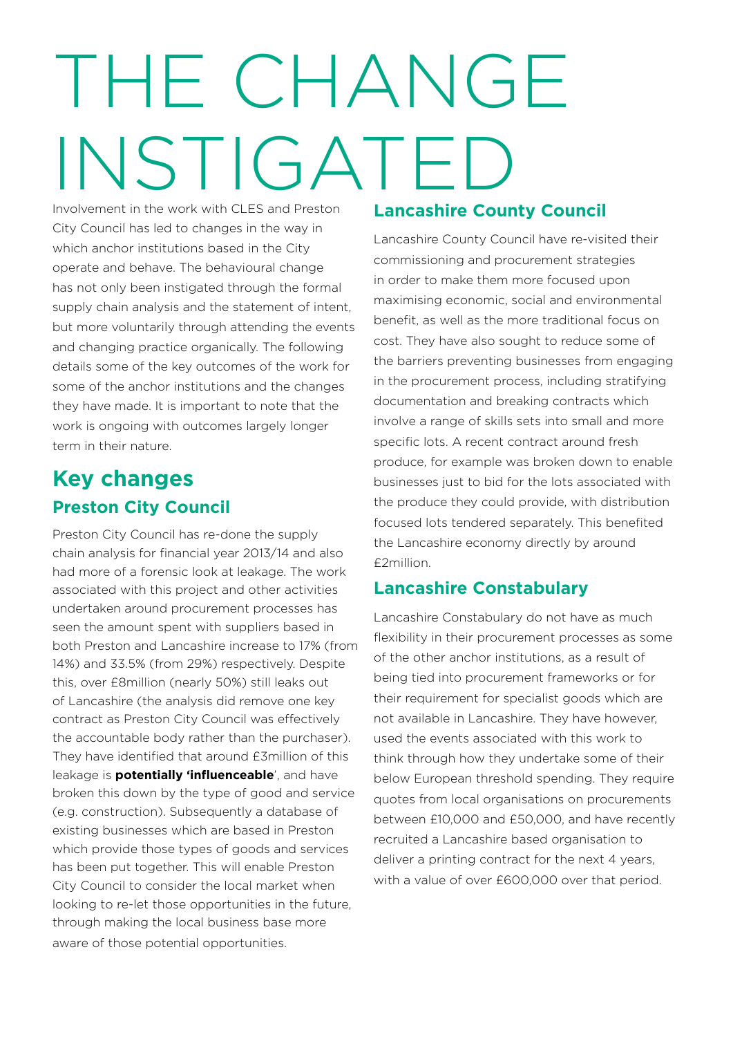# THE CHANGE INSTIGATED

Involvement in the work with CLES and Preston City Council has led to changes in the way in which anchor institutions based in the City operate and behave. The behavioural change has not only been instigated through the formal supply chain analysis and the statement of intent, but more voluntarily through attending the events and changing practice organically. The following details some of the key outcomes of the work for some of the anchor institutions and the changes they have made. It is important to note that the work is ongoing with outcomes largely longer term in their nature.

## Key changes

### Preston City Council

Preston City Council has re-done the supply chain analysis for financial year 2013/14 and also had more of a forensic look at leakage. The work associated with this project and other activities undertaken around procurement processes has seen the amount spent with suppliers based in both Preston and Lancashire increase to 17% (from 14%) and 33.5% (from 29%) respectively. Despite this, over £8million (nearly 50%) still leaks out of Lancashire (the analysis did remove one key contract as Preston City Council was effectively the accountable body rather than the purchaser). They have identified that around £3million of this leakage is **potentially 'influenceable**', and have broken this down by the type of good and service (e.g. construction). Subsequently a database of existing businesses which are based in Preston which provide those types of goods and services has been put together. This will enable Preston City Council to consider the local market when looking to re-let those opportunities in the future, through making the local business base more aware of those potential opportunities.

### Lancashire County Council

Lancashire County Council have re-visited their commissioning and procurement strategies in order to make them more focused upon maximising economic, social and environmental benefit, as well as the more traditional focus on cost. They have also sought to reduce some of the barriers preventing businesses from engaging in the procurement process, including stratifying documentation and breaking contracts which involve a range of skills sets into small and more specific lots. A recent contract around fresh produce, for example was broken down to enable businesses just to bid for the lots associated with the produce they could provide, with distribution focused lots tendered separately. This benefited the Lancashire economy directly by around £2million.

### Lancashire Constabulary

Lancashire Constabulary do not have as much flexibility in their procurement processes as some of the other anchor institutions, as a result of being tied into procurement frameworks or for their requirement for specialist goods which are not available in Lancashire. They have however, used the events associated with this work to think through how they undertake some of their below European threshold spending. They require quotes from local organisations on procurements between £10,000 and £50,000, and have recently recruited a Lancashire based organisation to deliver a printing contract for the next 4 years, with a value of over £600,000 over that period.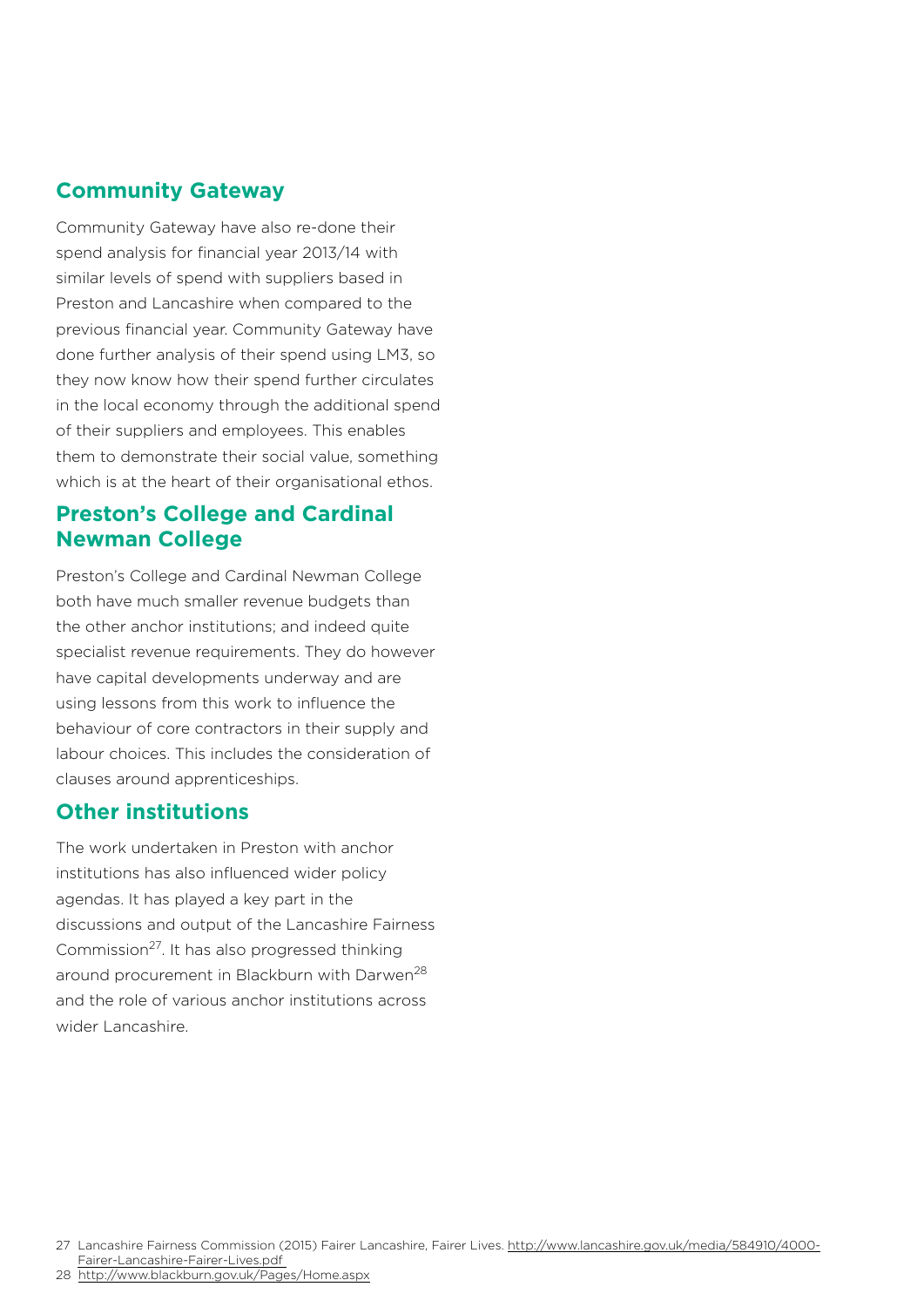## Community Gateway

Community Gateway have also re-done their spend analysis for financial year 2013/14 with similar levels of spend with suppliers based in Preston and Lancashire when compared to the previous financial year. Community Gateway have done further analysis of their spend using LM3, so they now know how their spend further circulates in the local economy through the additional spend of their suppliers and employees. This enables them to demonstrate their social value, something which is at the heart of their organisational ethos.

## Preston's College and Cardinal Newman College

Preston's College and Cardinal Newman College both have much smaller revenue budgets than the other anchor institutions; and indeed quite specialist revenue requirements. They do however have capital developments underway and are using lessons from this work to influence the behaviour of core contractors in their supply and labour choices. This includes the consideration of clauses around apprenticeships.

## Other institutions

The work undertaken in Preston with anchor institutions has also influenced wider policy agendas. It has played a key part in the discussions and output of the Lancashire Fairness Commission[27]. It has also progressed thinking around procurement in Blackburn with Darwen[28] and the role of various anchor institutions across wider Lancashire.

27 Lancashire Fairness Commission (2015) Fairer Lancashire, Fairer Lives. http://www.lancashire.gov.uk/media/584910/4000-Fairer-Lancashire-Fairer-Lives.pdf

28 http://www.blackburn.gov.uk/Pages/Home.aspx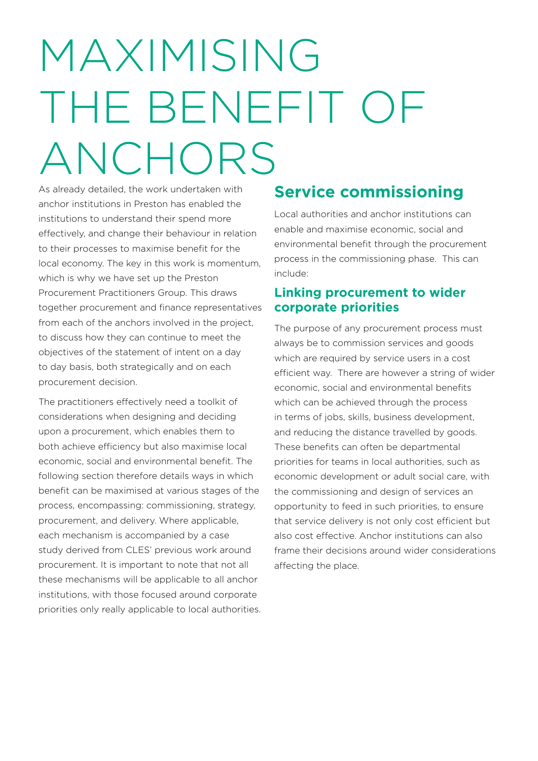# MAXIMISING THE BENEFIT OF ANCHORS

As already detailed, the work undertaken with anchor institutions in Preston has enabled the institutions to understand their spend more effectively, and change their behaviour in relation to their processes to maximise benefit for the local economy. The key in this work is momentum, which is why we have set up the Preston Procurement Practitioners Group. This draws together procurement and finance representatives from each of the anchors involved in the project, to discuss how they can continue to meet the objectives of the statement of intent on a day to day basis, both strategically and on each procurement decision.

The practitioners effectively need a toolkit of considerations when designing and deciding upon a procurement, which enables them to both achieve efficiency but also maximise local economic, social and environmental benefit. The following section therefore details ways in which benefit can be maximised at various stages of the process, encompassing: commissioning, strategy, procurement, and delivery. Where applicable, each mechanism is accompanied by a case study derived from CLES' previous work around procurement. It is important to note that not all these mechanisms will be applicable to all anchor institutions, with those focused around corporate priorities only really applicable to local authorities.

## Service commissioning

Local authorities and anchor institutions can enable and maximise economic, social and environmental benefit through the procurement process in the commissioning phase. This can include:

### Linking procurement to wider corporate priorities

The purpose of any procurement process must always be to commission services and goods which are required by service users in a cost efficient way. There are however a string of wider economic, social and environmental benefits which can be achieved through the process in terms of jobs, skills, business development, and reducing the distance travelled by goods. These benefits can often be departmental priorities for teams in local authorities, such as economic development or adult social care, with the commissioning and design of services an opportunity to feed in such priorities, to ensure that service delivery is not only cost efficient but also cost effective. Anchor institutions can also frame their decisions around wider considerations affecting the place.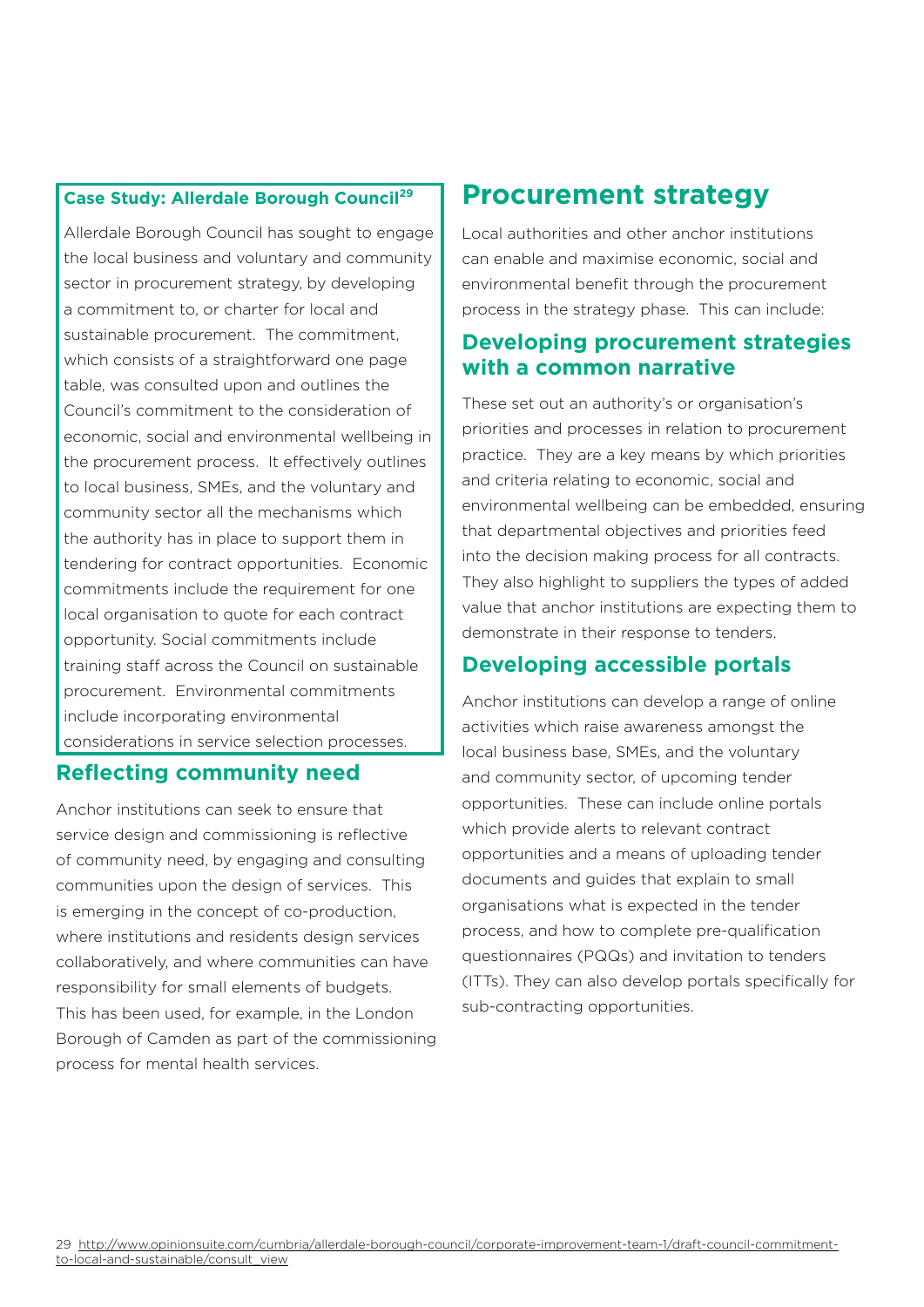**Case Study: Allerdale Borough Council[29]**

Allerdale Borough Council has sought to engage the local business and voluntary and community sector in procurement strategy, by developing a commitment to, or charter for local and sustainable procurement. The commitment, which consists of a straightforward one page table, was consulted upon and outlines the Council's commitment to the consideration of economic, social and environmental wellbeing in the procurement process. It effectively outlines to local business, SMEs, and the voluntary and community sector all the mechanisms which the authority has in place to support them in tendering for contract opportunities. Economic commitments include the requirement for one local organisation to quote for each contract opportunity. Social commitments include training staff across the Council on sustainable procurement. Environmental commitments include incorporating environmental considerations in service selection processes.

### Reflecting community need

Anchor institutions can seek to ensure that service design and commissioning is reflective of community need, by engaging and consulting communities upon the design of services. This is emerging in the concept of co-production, where institutions and residents design services collaboratively, and where communities can have responsibility for small elements of budgets. This has been used, for example, in the London Borough of Camden as part of the commissioning process for mental health services.

## Procurement strategy

Local authorities and other anchor institutions can enable and maximise economic, social and environmental benefit through the procurement process in the strategy phase. This can include:

### Developing procurement strategies with a common narrative

These set out an authority's or organisation's priorities and processes in relation to procurement practice. They are a key means by which priorities and criteria relating to economic, social and environmental wellbeing can be embedded, ensuring that departmental objectives and priorities feed into the decision making process for all contracts. They also highlight to suppliers the types of added value that anchor institutions are expecting them to demonstrate in their response to tenders.

### Developing accessible portals

Anchor institutions can develop a range of online activities which raise awareness amongst the local business base, SMEs, and the voluntary and community sector, of upcoming tender opportunities. These can include online portals which provide alerts to relevant contract opportunities and a means of uploading tender documents and guides that explain to small organisations what is expected in the tender process, and how to complete pre-qualification questionnaires (PQQs) and invitation to tenders (ITTs). They can also develop portals specifically for sub-contracting opportunities.

29 http://www.opinionsuite.com/cumbria/allerdale-borough-council/corporate-improvement-team-1/draft-council-commitment-to-local-and-sustainable/consult_view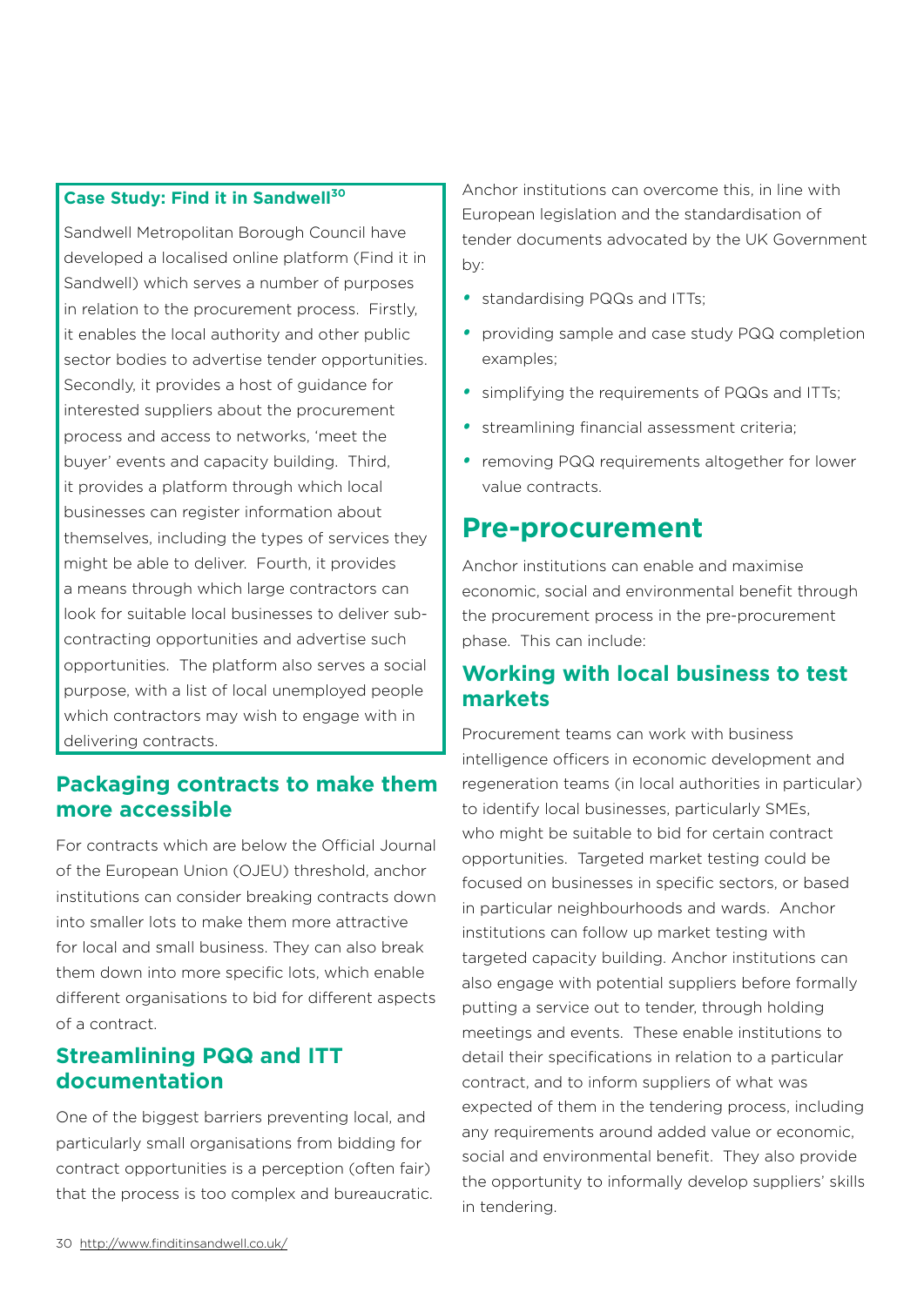**Case Study: Find it in Sandwell[30]**

Sandwell Metropolitan Borough Council have developed a localised online platform (Find it in Sandwell) which serves a number of purposes in relation to the procurement process. Firstly, it enables the local authority and other public sector bodies to advertise tender opportunities. Secondly, it provides a host of guidance for interested suppliers about the procurement process and access to networks, 'meet the buyer' events and capacity building. Third, it provides a platform through which local businesses can register information about themselves, including the types of services they might be able to deliver. Fourth, it provides a means through which large contractors can look for suitable local businesses to deliver sub-contracting opportunities and advertise such opportunities. The platform also serves a social purpose, with a list of local unemployed people which contractors may wish to engage with in delivering contracts.

### Packaging contracts to make them more accessible

For contracts which are below the Official Journal of the European Union (OJEU) threshold, anchor institutions can consider breaking contracts down into smaller lots to make them more attractive for local and small business. They can also break them down into more specific lots, which enable different organisations to bid for different aspects of a contract.

### Streamlining PQQ and ITT documentation

One of the biggest barriers preventing local, and particularly small organisations from bidding for contract opportunities is a perception (often fair) that the process is too complex and bureaucratic. Anchor institutions can overcome this, in line with European legislation and the standardisation of tender documents advocated by the UK Government by:

- standardising PQQs and ITTs;
- providing sample and case study PQQ completion examples;
- simplifying the requirements of PQQs and ITTs;
- streamlining financial assessment criteria;
- removing PQQ requirements altogether for lower value contracts.

## Pre-procurement

Anchor institutions can enable and maximise economic, social and environmental benefit through the procurement process in the pre-procurement phase. This can include:

### Working with local business to test markets

Procurement teams can work with business intelligence officers in economic development and regeneration teams (in local authorities in particular) to identify local businesses, particularly SMEs, who might be suitable to bid for certain contract opportunities. Targeted market testing could be focused on businesses in specific sectors, or based in particular neighbourhoods and wards. Anchor institutions can follow up market testing with targeted capacity building. Anchor institutions can also engage with potential suppliers before formally putting a service out to tender, through holding meetings and events. These enable institutions to detail their specifications in relation to a particular contract, and to inform suppliers of what was expected of them in the tendering process, including any requirements around added value or economic, social and environmental benefit. They also provide the opportunity to informally develop suppliers' skills in tendering.

30 http://www.finditinsandwell.co.uk/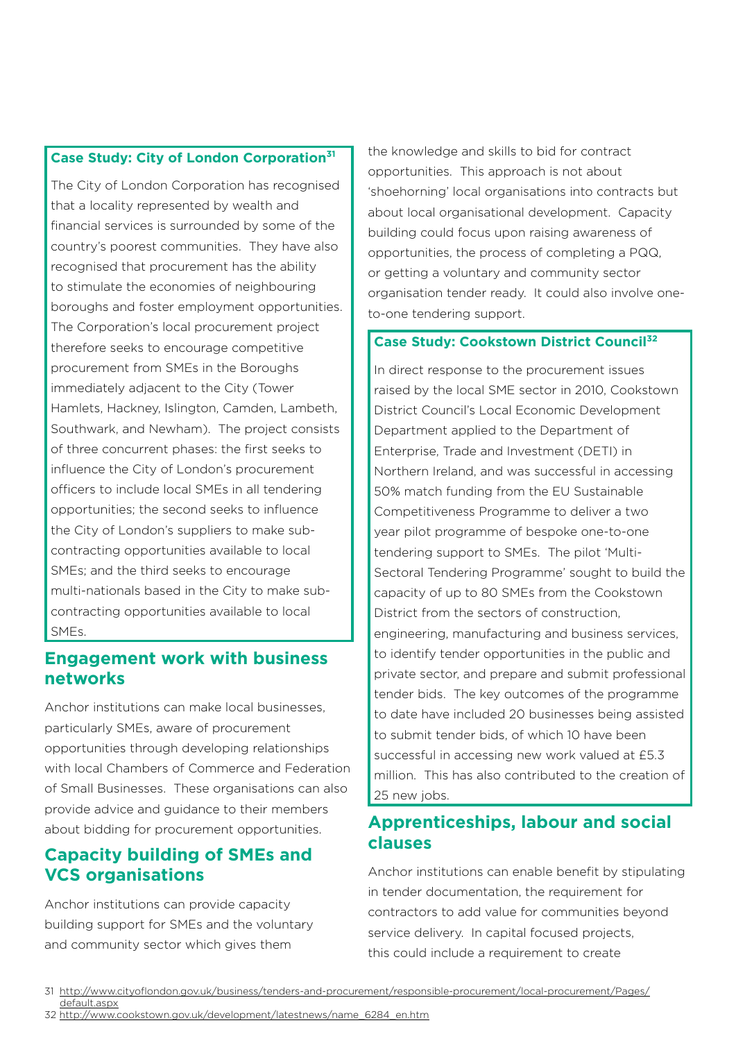**Case Study: City of London Corporation[31]**

The City of London Corporation has recognised that a locality represented by wealth and financial services is surrounded by some of the country's poorest communities. They have also recognised that procurement has the ability to stimulate the economies of neighbouring boroughs and foster employment opportunities. The Corporation's local procurement project therefore seeks to encourage competitive procurement from SMEs in the Boroughs immediately adjacent to the City (Tower Hamlets, Hackney, Islington, Camden, Lambeth, Southwark, and Newham). The project consists of three concurrent phases: the first seeks to influence the City of London's procurement officers to include local SMEs in all tendering opportunities; the second seeks to influence the City of London's suppliers to make sub-contracting opportunities available to local SMEs; and the third seeks to encourage multi-nationals based in the City to make sub-contracting opportunities available to local SMEs.

## Engagement work with business networks

Anchor institutions can make local businesses, particularly SMEs, aware of procurement opportunities through developing relationships with local Chambers of Commerce and Federation of Small Businesses. These organisations can also provide advice and guidance to their members about bidding for procurement opportunities.

## Capacity building of SMEs and VCS organisations

Anchor institutions can provide capacity building support for SMEs and the voluntary and community sector which gives them the knowledge and skills to bid for contract opportunities. This approach is not about 'shoehorning' local organisations into contracts but about local organisational development. Capacity building could focus upon raising awareness of opportunities, the process of completing a PQQ, or getting a voluntary and community sector organisation tender ready. It could also involve one-to-one tendering support.

**Case Study: Cookstown District Council[32]**

In direct response to the procurement issues raised by the local SME sector in 2010, Cookstown District Council's Local Economic Development Department applied to the Department of Enterprise, Trade and Investment (DETI) in Northern Ireland, and was successful in accessing 50% match funding from the EU Sustainable Competitiveness Programme to deliver a two year pilot programme of bespoke one-to-one tendering support to SMEs. The pilot 'Multi-Sectoral Tendering Programme' sought to build the capacity of up to 80 SMEs from the Cookstown District from the sectors of construction, engineering, manufacturing and business services, to identify tender opportunities in the public and private sector, and prepare and submit professional tender bids. The key outcomes of the programme to date have included 20 businesses being assisted to submit tender bids, of which 10 have been successful in accessing new work valued at £5.3 million. This has also contributed to the creation of 25 new jobs.

## Apprenticeships, labour and social clauses

Anchor institutions can enable benefit by stipulating in tender documentation, the requirement for contractors to add value for communities beyond service delivery. In capital focused projects, this could include a requirement to create

31 http://www.cityoflondon.gov.uk/business/tenders-and-procurement/responsible-procurement/local-procurement/Pages/default.aspx

32 http://www.cookstown.gov.uk/development/latestnews/name_6284_en.htm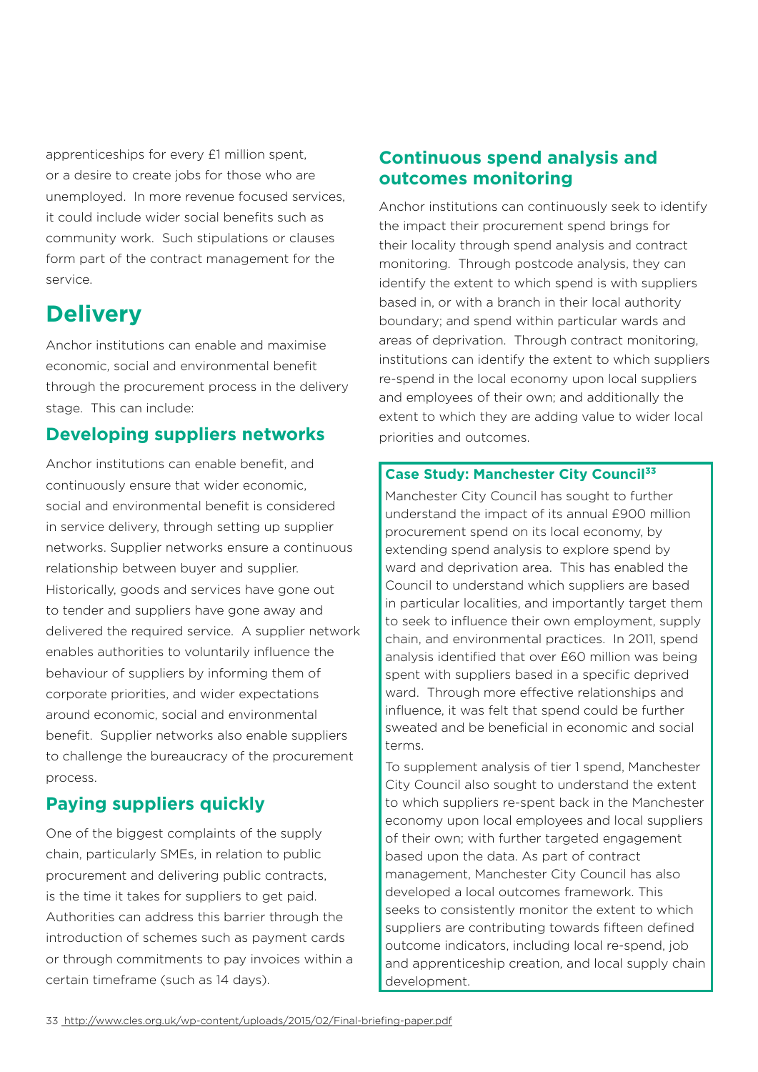apprenticeships for every £1 million spent, or a desire to create jobs for those who are unemployed. In more revenue focused services, it could include wider social benefits such as community work. Such stipulations or clauses form part of the contract management for the service.

# Delivery

Anchor institutions can enable and maximise economic, social and environmental benefit through the procurement process in the delivery stage. This can include:

## Developing suppliers networks

Anchor institutions can enable benefit, and continuously ensure that wider economic, social and environmental benefit is considered in service delivery, through setting up supplier networks. Supplier networks ensure a continuous relationship between buyer and supplier. Historically, goods and services have gone out to tender and suppliers have gone away and delivered the required service. A supplier network enables authorities to voluntarily influence the behaviour of suppliers by informing them of corporate priorities, and wider expectations around economic, social and environmental benefit. Supplier networks also enable suppliers to challenge the bureaucracy of the procurement process.

## Paying suppliers quickly

One of the biggest complaints of the supply chain, particularly SMEs, in relation to public procurement and delivering public contracts, is the time it takes for suppliers to get paid. Authorities can address this barrier through the introduction of schemes such as payment cards or through commitments to pay invoices within a certain timeframe (such as 14 days).

## Continuous spend analysis and outcomes monitoring

Anchor institutions can continuously seek to identify the impact their procurement spend brings for their locality through spend analysis and contract monitoring. Through postcode analysis, they can identify the extent to which spend is with suppliers based in, or with a branch in their local authority boundary; and spend within particular wards and areas of deprivation. Through contract monitoring, institutions can identify the extent to which suppliers re-spend in the local economy upon local suppliers and employees of their own; and additionally the extent to which they are adding value to wider local priorities and outcomes.

**Case Study: Manchester City Council[33]**

Manchester City Council has sought to further understand the impact of its annual £900 million procurement spend on its local economy, by extending spend analysis to explore spend by ward and deprivation area. This has enabled the Council to understand which suppliers are based in particular localities, and importantly target them to seek to influence their own employment, supply chain, and environmental practices. In 2011, spend analysis identified that over £60 million was being spent with suppliers based in a specific deprived ward. Through more effective relationships and influence, it was felt that spend could be further sweated and be beneficial in economic and social terms.

To supplement analysis of tier 1 spend, Manchester City Council also sought to understand the extent to which suppliers re-spent back in the Manchester economy upon local employees and local suppliers of their own; with further targeted engagement based upon the data. As part of contract management, Manchester City Council has also developed a local outcomes framework. This seeks to consistently monitor the extent to which suppliers are contributing towards fifteen defined outcome indicators, including local re-spend, job and apprenticeship creation, and local supply chain development.

33 http://www.cles.org.uk/wp-content/uploads/2015/02/Final-briefing-paper.pdf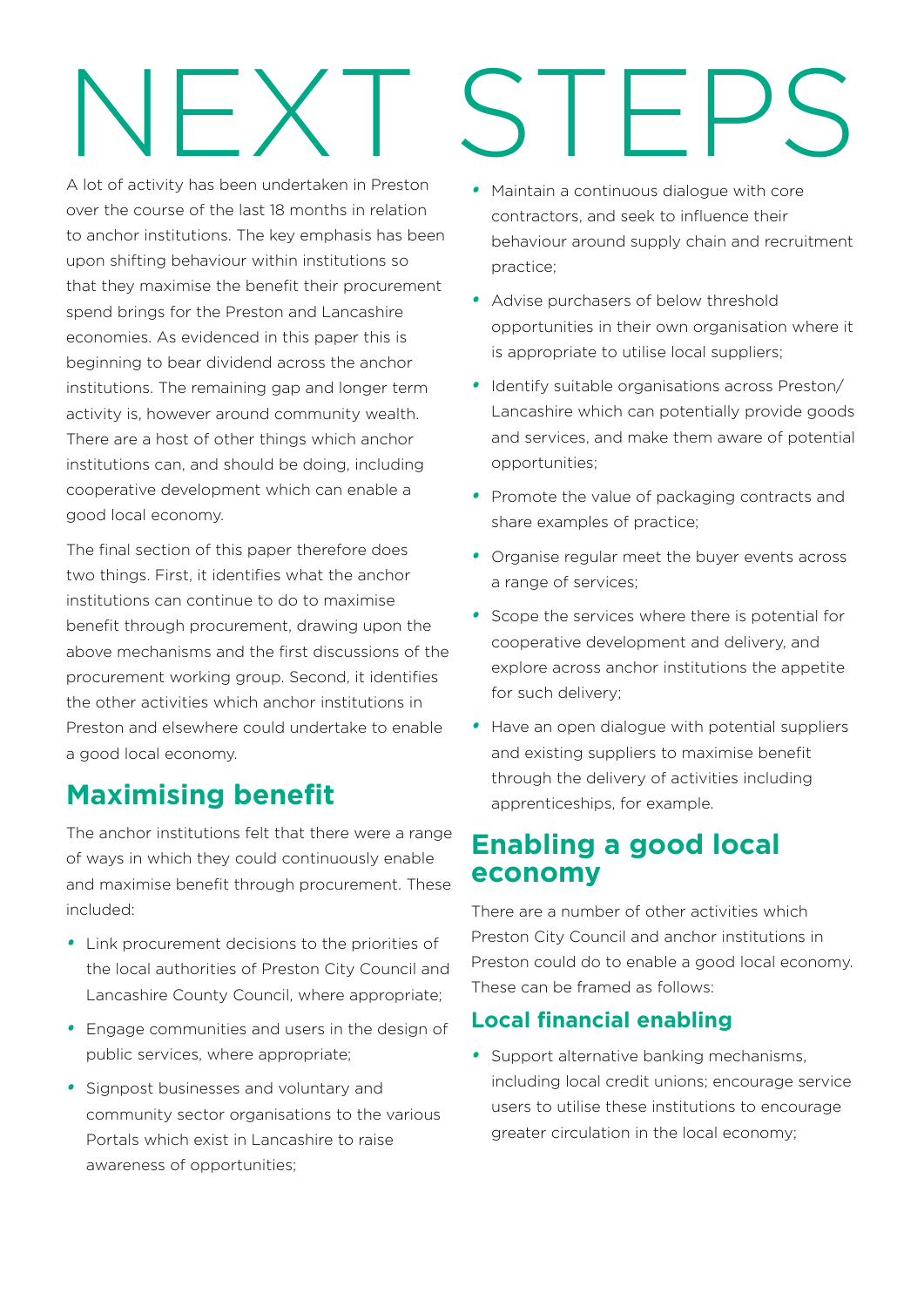# NEXT STEPS

A lot of activity has been undertaken in Preston over the course of the last 18 months in relation to anchor institutions. The key emphasis has been upon shifting behaviour within institutions so that they maximise the benefit their procurement spend brings for the Preston and Lancashire economies. As evidenced in this paper this is beginning to bear dividend across the anchor institutions. The remaining gap and longer term activity is, however around community wealth. There are a host of other things which anchor institutions can, and should be doing, including cooperative development which can enable a good local economy.

The final section of this paper therefore does two things. First, it identifies what the anchor institutions can continue to do to maximise benefit through procurement, drawing upon the above mechanisms and the first discussions of the procurement working group. Second, it identifies the other activities which anchor institutions in Preston and elsewhere could undertake to enable a good local economy.

## Maximising benefit

The anchor institutions felt that there were a range of ways in which they could continuously enable and maximise benefit through procurement. These included:

- Link procurement decisions to the priorities of the local authorities of Preston City Council and Lancashire County Council, where appropriate;
- Engage communities and users in the design of public services, where appropriate;
- Signpost businesses and voluntary and community sector organisations to the various Portals which exist in Lancashire to raise awareness of opportunities;
- Maintain a continuous dialogue with core contractors, and seek to influence their behaviour around supply chain and recruitment practice;
- Advise purchasers of below threshold opportunities in their own organisation where it is appropriate to utilise local suppliers;
- Identify suitable organisations across Preston/Lancashire which can potentially provide goods and services, and make them aware of potential opportunities;
- Promote the value of packaging contracts and share examples of practice;
- Organise regular meet the buyer events across a range of services;
- Scope the services where there is potential for cooperative development and delivery, and explore across anchor institutions the appetite for such delivery;
- Have an open dialogue with potential suppliers and existing suppliers to maximise benefit through the delivery of activities including apprenticeships, for example.

## Enabling a good local economy

There are a number of other activities which Preston City Council and anchor institutions in Preston could do to enable a good local economy. These can be framed as follows:

### Local financial enabling

- Support alternative banking mechanisms, including local credit unions; encourage service users to utilise these institutions to encourage greater circulation in the local economy;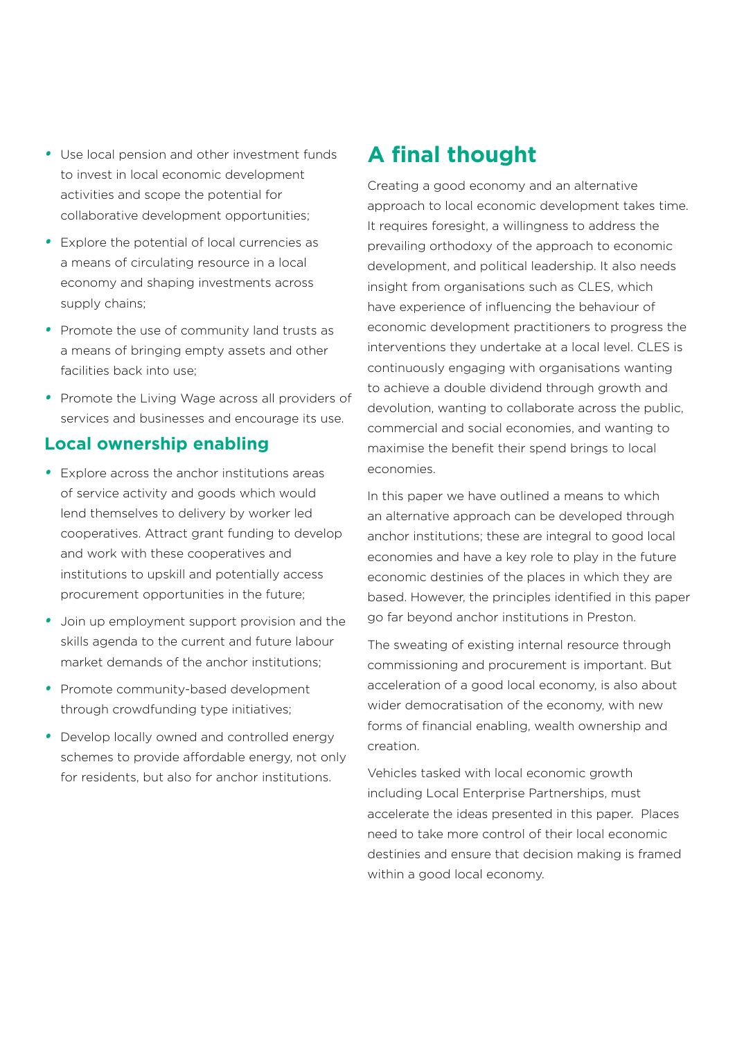- Use local pension and other investment funds to invest in local economic development activities and scope the potential for collaborative development opportunities;
- Explore the potential of local currencies as a means of circulating resource in a local economy and shaping investments across supply chains;
- Promote the use of community land trusts as a means of bringing empty assets and other facilities back into use;
- Promote the Living Wage across all providers of services and businesses and encourage its use.

### Local ownership enabling

- Explore across the anchor institutions areas of service activity and goods which would lend themselves to delivery by worker led cooperatives. Attract grant funding to develop and work with these cooperatives and institutions to upskill and potentially access procurement opportunities in the future;
- Join up employment support provision and the skills agenda to the current and future labour market demands of the anchor institutions;
- Promote community-based development through crowdfunding type initiatives;
- Develop locally owned and controlled energy schemes to provide affordable energy, not only for residents, but also for anchor institutions.

## A final thought

Creating a good economy and an alternative approach to local economic development takes time. It requires foresight, a willingness to address the prevailing orthodoxy of the approach to economic development, and political leadership. It also needs insight from organisations such as CLES, which have experience of influencing the behaviour of economic development practitioners to progress the interventions they undertake at a local level. CLES is continuously engaging with organisations wanting to achieve a double dividend through growth and devolution, wanting to collaborate across the public, commercial and social economies, and wanting to maximise the benefit their spend brings to local economies.

In this paper we have outlined a means to which an alternative approach can be developed through anchor institutions; these are integral to good local economies and have a key role to play in the future economic destinies of the places in which they are based. However, the principles identified in this paper go far beyond anchor institutions in Preston.

The sweating of existing internal resource through commissioning and procurement is important. But acceleration of a good local economy, is also about wider democratisation of the economy, with new forms of financial enabling, wealth ownership and creation.

Vehicles tasked with local economic growth including Local Enterprise Partnerships, must accelerate the ideas presented in this paper. Places need to take more control of their local economic destinies and ensure that decision making is framed within a good local economy.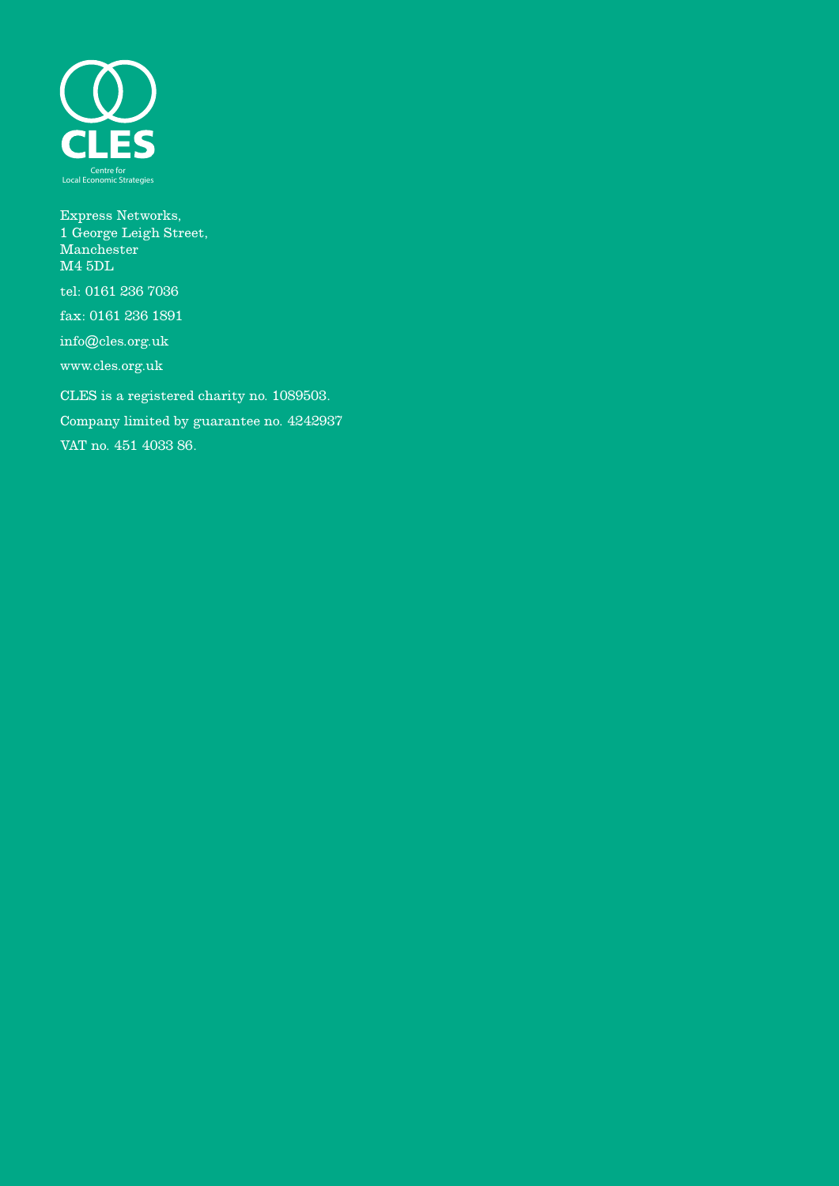CLES

Centre for
Local Economic Strategies

Express Networks,
1 George Leigh Street,
Manchester
M4 5DL

tel: 0161 236 7036

fax: 0161 236 1891

info@cles.org.uk

www.cles.org.uk

CLES is a registered charity no. 1089503.

Company limited by guarantee no. 4242937

VAT no. 451 4033 86.